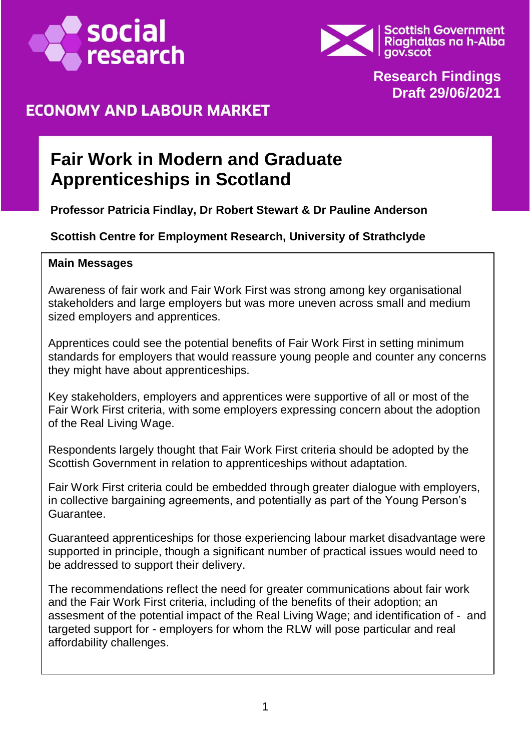social research

Scottish Government
Riaghaltas na h-Alba
gov.scot

**Research Findings**
**Draft 29/06/2021**

## ECONOMY AND LABOUR MARKET

# Fair Work in Modern and Graduate Apprenticeships in Scotland

**Professor Patricia Findlay, Dr Robert Stewart & Dr Pauline Anderson**

**Scottish Centre for Employment Research, University of Strathclyde**

**Main Messages**

Awareness of fair work and Fair Work First was strong among key organisational stakeholders and large employers but was more uneven across small and medium sized employers and apprentices.

Apprentices could see the potential benefits of Fair Work First in setting minimum standards for employers that would reassure young people and counter any concerns they might have about apprenticeships.

Key stakeholders, employers and apprentices were supportive of all or most of the Fair Work First criteria, with some employers expressing concern about the adoption of the Real Living Wage.

Respondents largely thought that Fair Work First criteria should be adopted by the Scottish Government in relation to apprenticeships without adaptation.

Fair Work First criteria could be embedded through greater dialogue with employers, in collective bargaining agreements, and potentially as part of the Young Person's Guarantee.

Guaranteed apprenticeships for those experiencing labour market disadvantage were supported in principle, though a significant number of practical issues would need to be addressed to support their delivery.

The recommendations reflect the need for greater communications about fair work and the Fair Work First criteria, including of the benefits of their adoption; an assesment of the potential impact of the Real Living Wage; and identification of - and targeted support for - employers for whom the RLW will pose particular and real affordability challenges.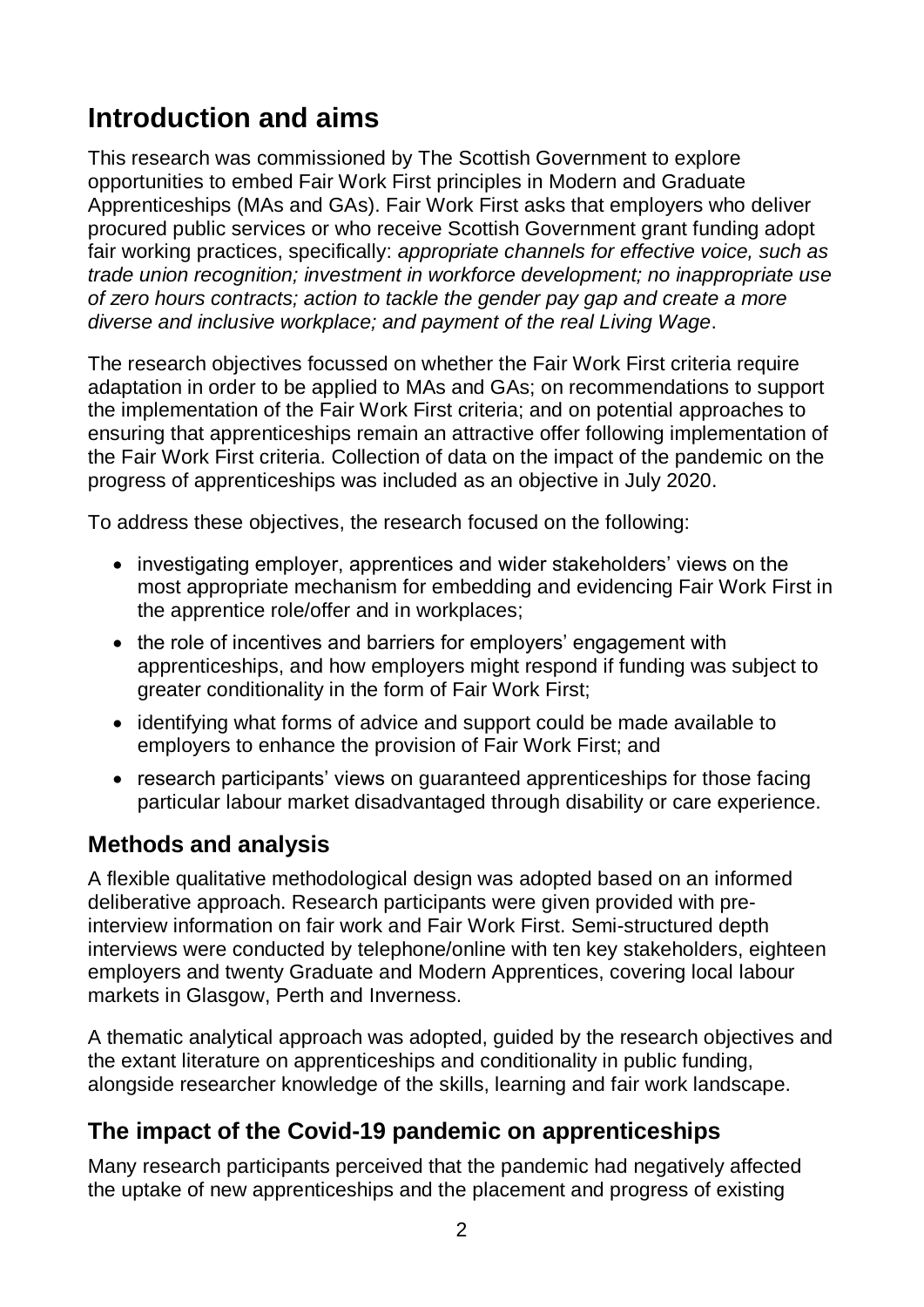# Introduction and aims

This research was commissioned by The Scottish Government to explore opportunities to embed Fair Work First principles in Modern and Graduate Apprenticeships (MAs and GAs). Fair Work First asks that employers who deliver procured public services or who receive Scottish Government grant funding adopt fair working practices, specifically: *appropriate channels for effective voice, such as trade union recognition; investment in workforce development; no inappropriate use of zero hours contracts; action to tackle the gender pay gap and create a more diverse and inclusive workplace; and payment of the real Living Wage*.

The research objectives focussed on whether the Fair Work First criteria require adaptation in order to be applied to MAs and GAs; on recommendations to support the implementation of the Fair Work First criteria; and on potential approaches to ensuring that apprenticeships remain an attractive offer following implementation of the Fair Work First criteria. Collection of data on the impact of the pandemic on the progress of apprenticeships was included as an objective in July 2020.

To address these objectives, the research focused on the following:

- investigating employer, apprentices and wider stakeholders' views on the most appropriate mechanism for embedding and evidencing Fair Work First in the apprentice role/offer and in workplaces;
- the role of incentives and barriers for employers' engagement with apprenticeships, and how employers might respond if funding was subject to greater conditionality in the form of Fair Work First;
- identifying what forms of advice and support could be made available to employers to enhance the provision of Fair Work First; and
- research participants' views on guaranteed apprenticeships for those facing particular labour market disadvantaged through disability or care experience.

## Methods and analysis

A flexible qualitative methodological design was adopted based on an informed deliberative approach. Research participants were given provided with pre-interview information on fair work and Fair Work First. Semi-structured depth interviews were conducted by telephone/online with ten key stakeholders, eighteen employers and twenty Graduate and Modern Apprentices, covering local labour markets in Glasgow, Perth and Inverness.

A thematic analytical approach was adopted, guided by the research objectives and the extant literature on apprenticeships and conditionality in public funding, alongside researcher knowledge of the skills, learning and fair work landscape.

## The impact of the Covid-19 pandemic on apprenticeships

Many research participants perceived that the pandemic had negatively affected the uptake of new apprenticeships and the placement and progress of existing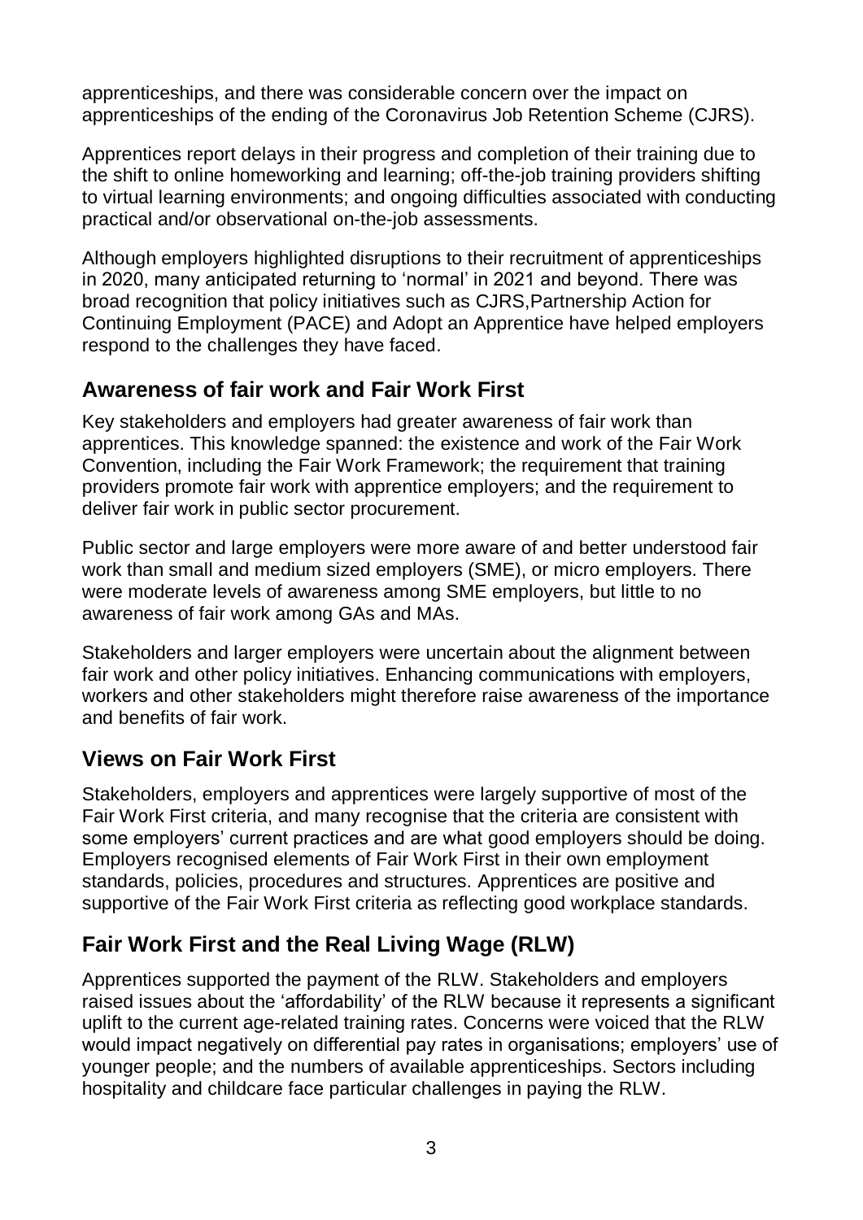apprenticeships, and there was considerable concern over the impact on apprenticeships of the ending of the Coronavirus Job Retention Scheme (CJRS).

Apprentices report delays in their progress and completion of their training due to the shift to online homeworking and learning; off-the-job training providers shifting to virtual learning environments; and ongoing difficulties associated with conducting practical and/or observational on-the-job assessments.

Although employers highlighted disruptions to their recruitment of apprenticeships in 2020, many anticipated returning to 'normal' in 2021 and beyond. There was broad recognition that policy initiatives such as CJRS,Partnership Action for Continuing Employment (PACE) and Adopt an Apprentice have helped employers respond to the challenges they have faced.

## Awareness of fair work and Fair Work First

Key stakeholders and employers had greater awareness of fair work than apprentices. This knowledge spanned: the existence and work of the Fair Work Convention, including the Fair Work Framework; the requirement that training providers promote fair work with apprentice employers; and the requirement to deliver fair work in public sector procurement.

Public sector and large employers were more aware of and better understood fair work than small and medium sized employers (SME), or micro employers. There were moderate levels of awareness among SME employers, but little to no awareness of fair work among GAs and MAs.

Stakeholders and larger employers were uncertain about the alignment between fair work and other policy initiatives. Enhancing communications with employers, workers and other stakeholders might therefore raise awareness of the importance and benefits of fair work.

## Views on Fair Work First

Stakeholders, employers and apprentices were largely supportive of most of the Fair Work First criteria, and many recognise that the criteria are consistent with some employers' current practices and are what good employers should be doing. Employers recognised elements of Fair Work First in their own employment standards, policies, procedures and structures. Apprentices are positive and supportive of the Fair Work First criteria as reflecting good workplace standards.

## Fair Work First and the Real Living Wage (RLW)

Apprentices supported the payment of the RLW. Stakeholders and employers raised issues about the 'affordability' of the RLW because it represents a significant uplift to the current age-related training rates. Concerns were voiced that the RLW would impact negatively on differential pay rates in organisations; employers' use of younger people; and the numbers of available apprenticeships. Sectors including hospitality and childcare face particular challenges in paying the RLW.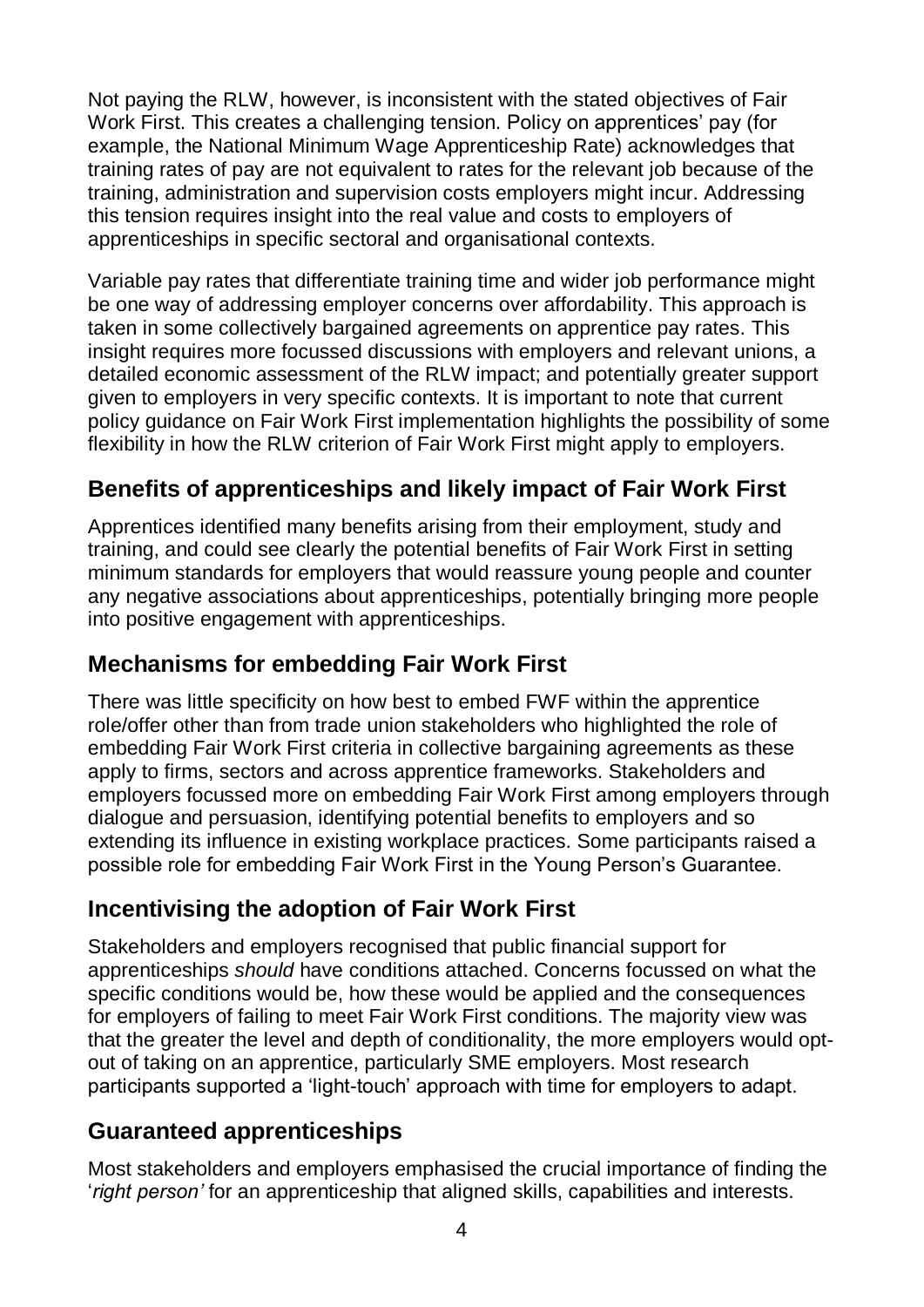Not paying the RLW, however, is inconsistent with the stated objectives of Fair Work First. This creates a challenging tension. Policy on apprentices' pay (for example, the National Minimum Wage Apprenticeship Rate) acknowledges that training rates of pay are not equivalent to rates for the relevant job because of the training, administration and supervision costs employers might incur. Addressing this tension requires insight into the real value and costs to employers of apprenticeships in specific sectoral and organisational contexts.

Variable pay rates that differentiate training time and wider job performance might be one way of addressing employer concerns over affordability. This approach is taken in some collectively bargained agreements on apprentice pay rates. This insight requires more focussed discussions with employers and relevant unions, a detailed economic assessment of the RLW impact; and potentially greater support given to employers in very specific contexts. It is important to note that current policy guidance on Fair Work First implementation highlights the possibility of some flexibility in how the RLW criterion of Fair Work First might apply to employers.

## Benefits of apprenticeships and likely impact of Fair Work First

Apprentices identified many benefits arising from their employment, study and training, and could see clearly the potential benefits of Fair Work First in setting minimum standards for employers that would reassure young people and counter any negative associations about apprenticeships, potentially bringing more people into positive engagement with apprenticeships.

## Mechanisms for embedding Fair Work First

There was little specificity on how best to embed FWF within the apprentice role/offer other than from trade union stakeholders who highlighted the role of embedding Fair Work First criteria in collective bargaining agreements as these apply to firms, sectors and across apprentice frameworks. Stakeholders and employers focussed more on embedding Fair Work First among employers through dialogue and persuasion, identifying potential benefits to employers and so extending its influence in existing workplace practices. Some participants raised a possible role for embedding Fair Work First in the Young Person's Guarantee.

## Incentivising the adoption of Fair Work First

Stakeholders and employers recognised that public financial support for apprenticeships *should* have conditions attached. Concerns focussed on what the specific conditions would be, how these would be applied and the consequences for employers of failing to meet Fair Work First conditions. The majority view was that the greater the level and depth of conditionality, the more employers would opt-out of taking on an apprentice, particularly SME employers. Most research participants supported a 'light-touch' approach with time for employers to adapt.

## Guaranteed apprenticeships

Most stakeholders and employers emphasised the crucial importance of finding the '*right person'* for an apprenticeship that aligned skills, capabilities and interests.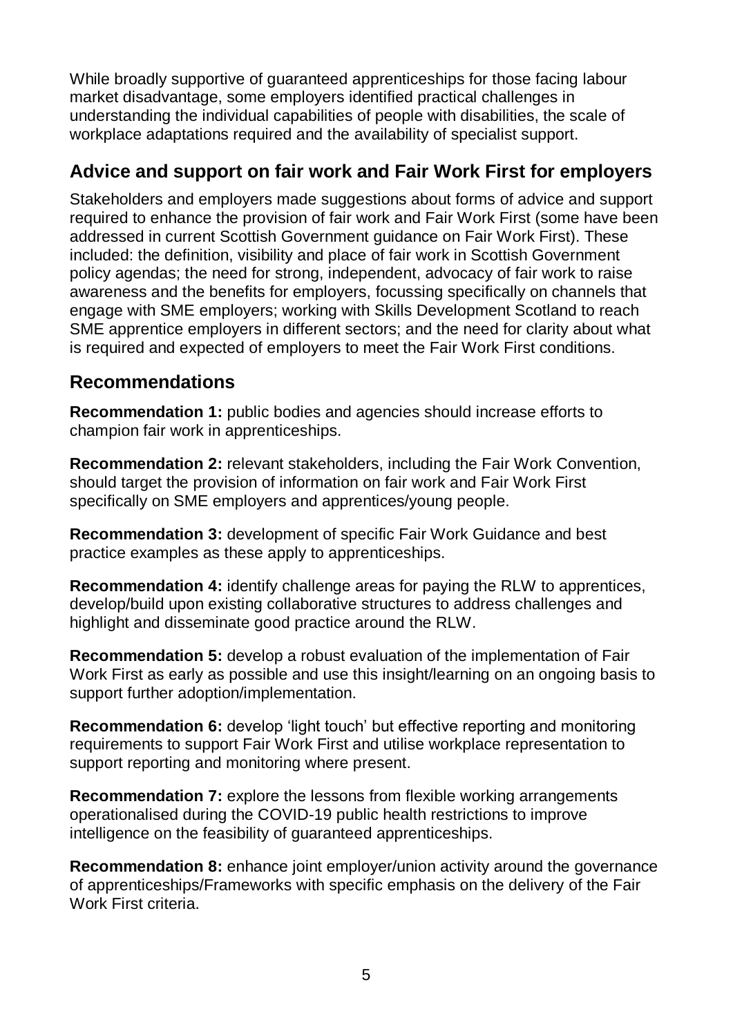While broadly supportive of guaranteed apprenticeships for those facing labour market disadvantage, some employers identified practical challenges in understanding the individual capabilities of people with disabilities, the scale of workplace adaptations required and the availability of specialist support.

## Advice and support on fair work and Fair Work First for employers

Stakeholders and employers made suggestions about forms of advice and support required to enhance the provision of fair work and Fair Work First (some have been addressed in current Scottish Government guidance on Fair Work First). These included: the definition, visibility and place of fair work in Scottish Government policy agendas; the need for strong, independent, advocacy of fair work to raise awareness and the benefits for employers, focussing specifically on channels that engage with SME employers; working with Skills Development Scotland to reach SME apprentice employers in different sectors; and the need for clarity about what is required and expected of employers to meet the Fair Work First conditions.

## Recommendations

**Recommendation 1:** public bodies and agencies should increase efforts to champion fair work in apprenticeships.

**Recommendation 2:** relevant stakeholders, including the Fair Work Convention, should target the provision of information on fair work and Fair Work First specifically on SME employers and apprentices/young people.

**Recommendation 3:** development of specific Fair Work Guidance and best practice examples as these apply to apprenticeships.

**Recommendation 4:** identify challenge areas for paying the RLW to apprentices, develop/build upon existing collaborative structures to address challenges and highlight and disseminate good practice around the RLW.

**Recommendation 5:** develop a robust evaluation of the implementation of Fair Work First as early as possible and use this insight/learning on an ongoing basis to support further adoption/implementation.

**Recommendation 6:** develop 'light touch' but effective reporting and monitoring requirements to support Fair Work First and utilise workplace representation to support reporting and monitoring where present.

**Recommendation 7:** explore the lessons from flexible working arrangements operationalised during the COVID-19 public health restrictions to improve intelligence on the feasibility of guaranteed apprenticeships.

**Recommendation 8:** enhance joint employer/union activity around the governance of apprenticeships/Frameworks with specific emphasis on the delivery of the Fair Work First criteria.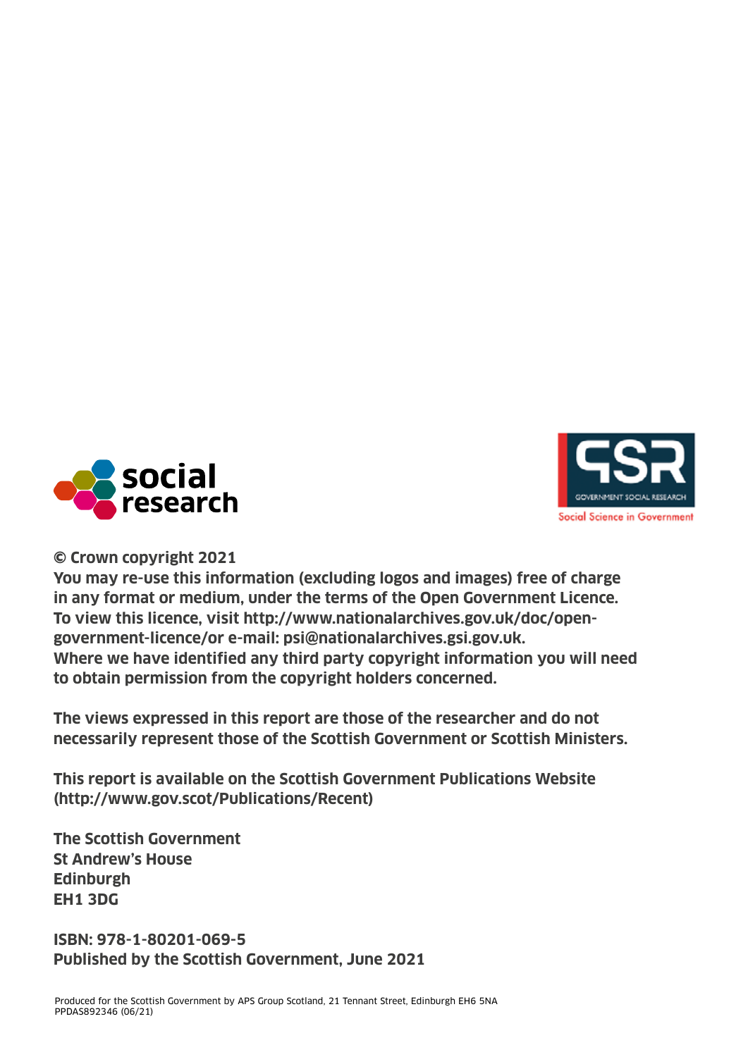**© Crown copyright 2021**
**You may re-use this information (excluding logos and images) free of charge in any format or medium, under the terms of the Open Government Licence. To view this licence, visit http://www.nationalarchives.gov.uk/doc/open-government-licence/or e-mail: psi@nationalarchives.gsi.gov.uk. Where we have identified any third party copyright information you will need to obtain permission from the copyright holders concerned.**

**The views expressed in this report are those of the researcher and do not necessarily represent those of the Scottish Government or Scottish Ministers.**

**This report is available on the Scottish Government Publications Website (http://www.gov.scot/Publications/Recent)**

**The Scottish Government**
**St Andrew's House**
**Edinburgh**
**EH1 3DG**

**ISBN: 978-1-80201-069-5**
**Published by the Scottish Government, June 2021**

Produced for the Scottish Government by APS Group Scotland, 21 Tennant Street, Edinburgh EH6 5NA
PPDAS892346 (06/21)